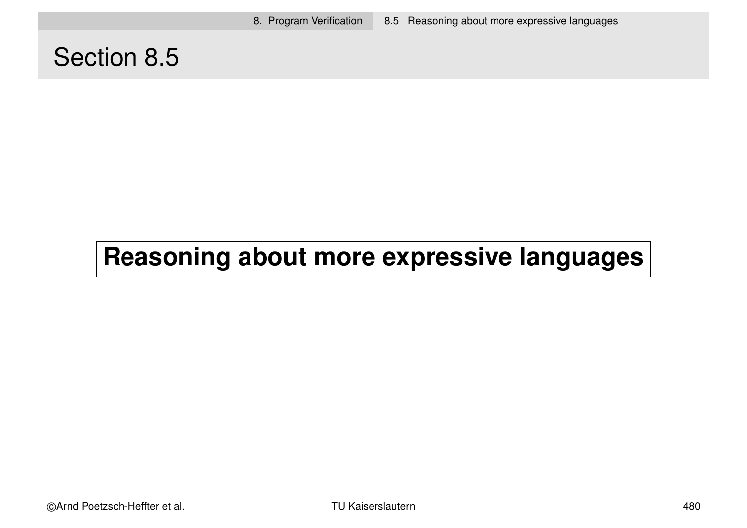# Section 8.5

## Reasoning about more expressive languages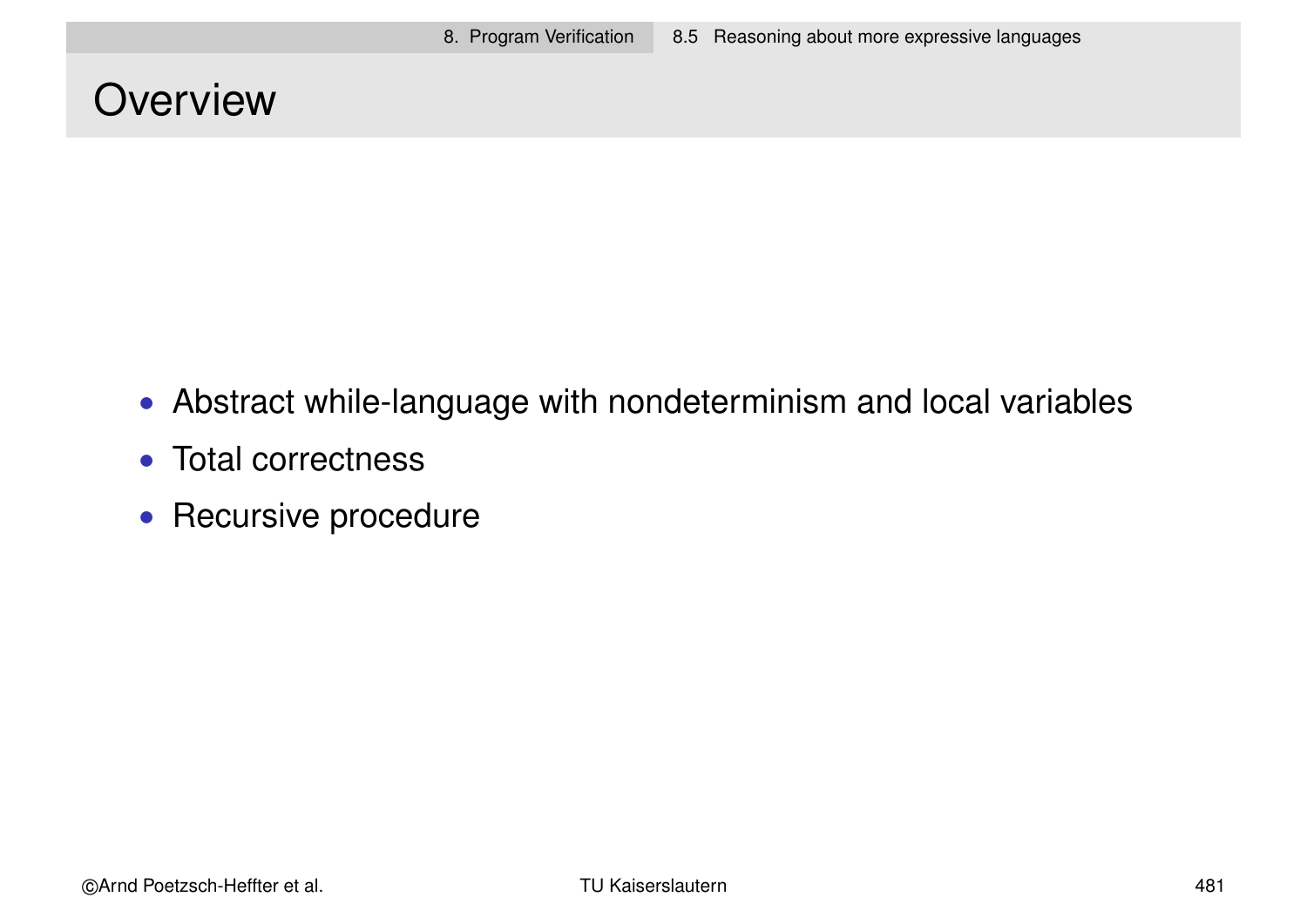# Overview

- Abstract while-language with nondeterminism and local variables
- Total correctness
- Recursive procedure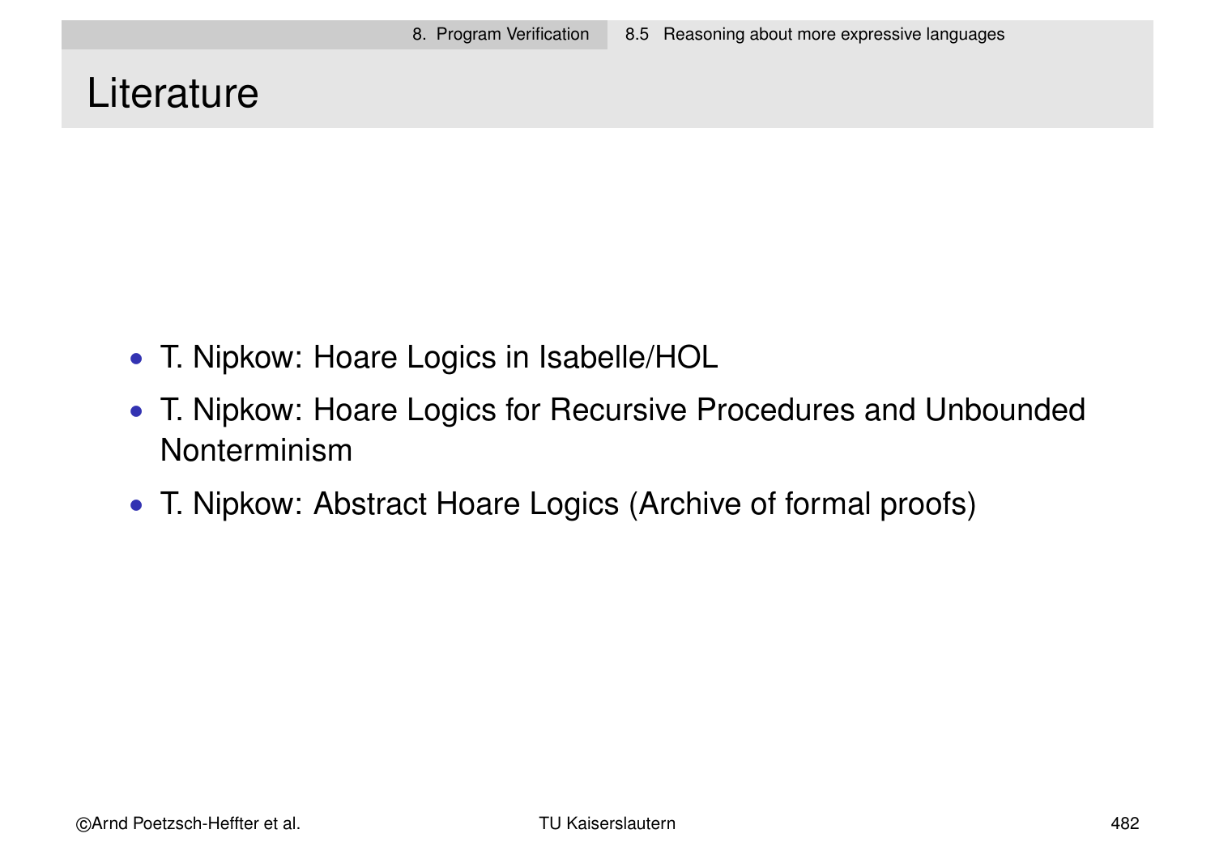# Literature

- T. Nipkow: Hoare Logics in Isabelle/HOL
- T. Nipkow: Hoare Logics for Recursive Procedures and Unbounded Nonterminism
- T. Nipkow: Abstract Hoare Logics (Archive of formal proofs)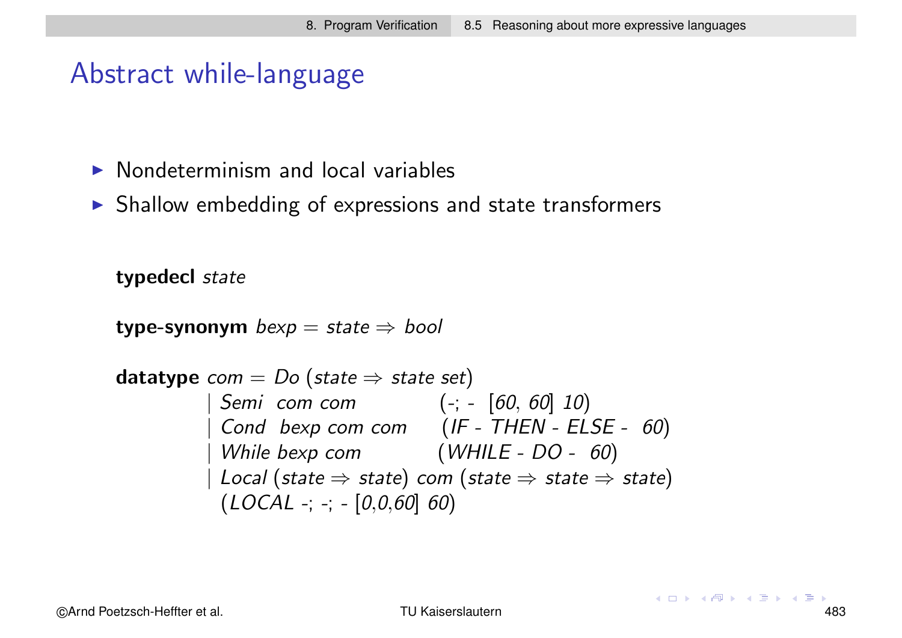# Abstract while-language

- Nondeterminism and local variables
- Shallow embedding of expressions and state transformers

```
typedecl state

type-synonym bexp = state ⇒ bool

datatype com = Do (state ⇒ state set)
             | Semi  com com            (-; -  [60, 60] 10)
             | Cond  bexp com com       (IF - THEN - ELSE -  60)
             | While bexp com           (WHILE - DO -  60)
             | Local (state ⇒ state) com (state ⇒ state ⇒ state)
               (LOCAL -; -; - [0,0,60] 60)
```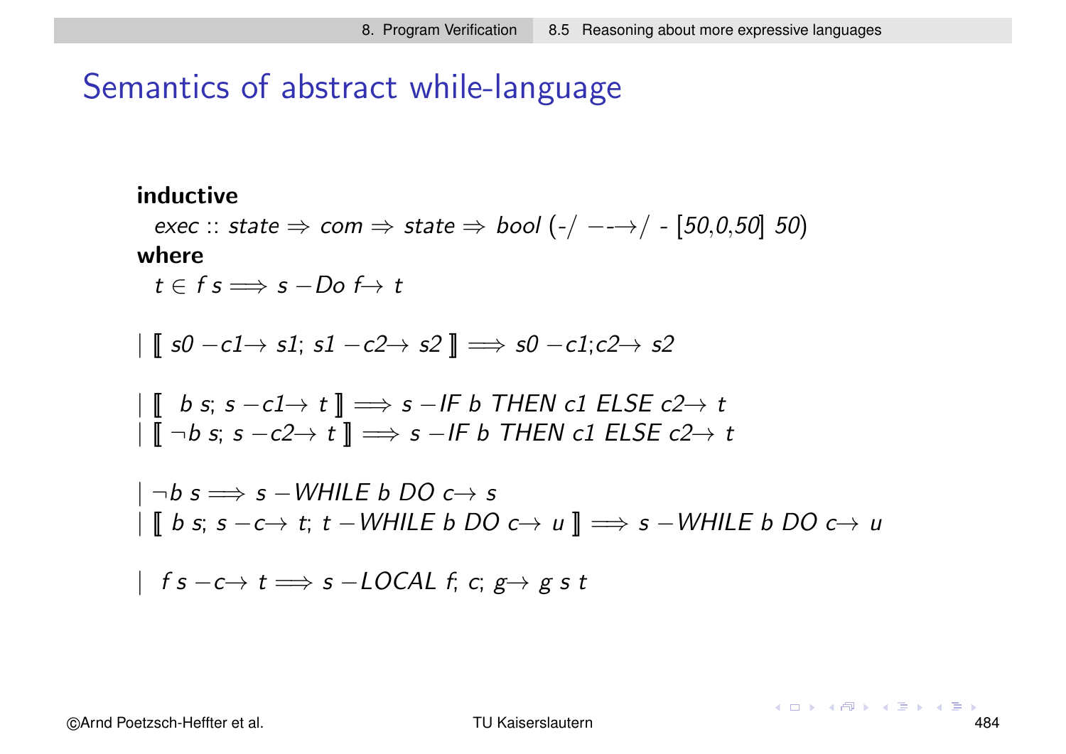# Semantics of abstract while-language

```
inductive
  exec :: state ⇒ com ⇒ state ⇒ bool (-/ −-→/ - [50,0,50] 50)
where
  t ∈ f s ⟹ s −Do f→ t

| ⟦ s0 −c1→ s1; s1 −c2→ s2 ⟧ ⟹ s0 −c1;c2→ s2

| ⟦  b s; s −c1→ t ⟧ ⟹ s −IF b THEN c1 ELSE c2→ t
| ⟦ ¬b s; s −c2→ t ⟧ ⟹ s −IF b THEN c1 ELSE c2→ t

| ¬b s ⟹ s −WHILE b DO c→ s
| ⟦ b s; s −c→ t; t −WHILE b DO c→ u ⟧ ⟹ s −WHILE b DO c→ u

|  f s −c→ t ⟹ s −LOCAL f; c; g→ g s t
```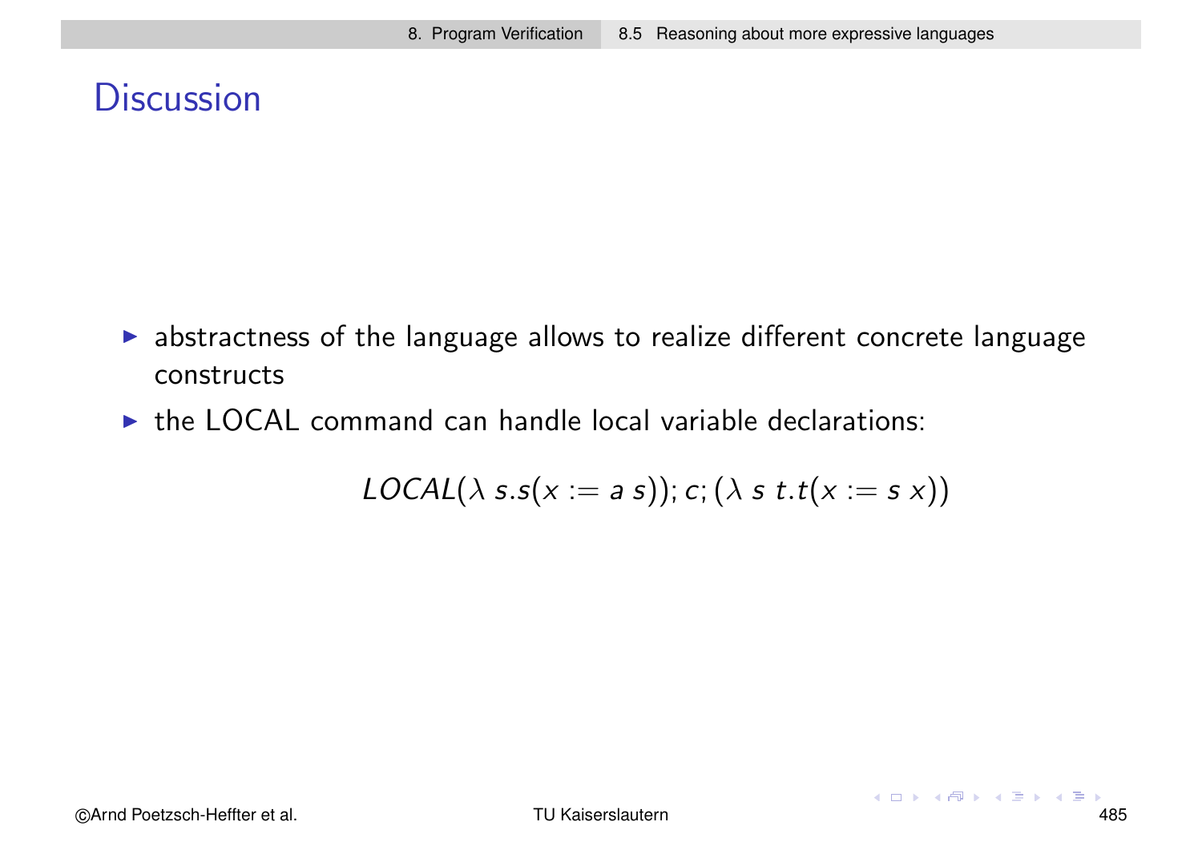# Discussion

- abstractness of the language allows to realize different concrete language constructs
- the LOCAL command can handle local variable declarations:

$$LOCAL(\lambda\ s.s(x := a\ s)); c; (\lambda\ s\ t.t(x := s\ x))$$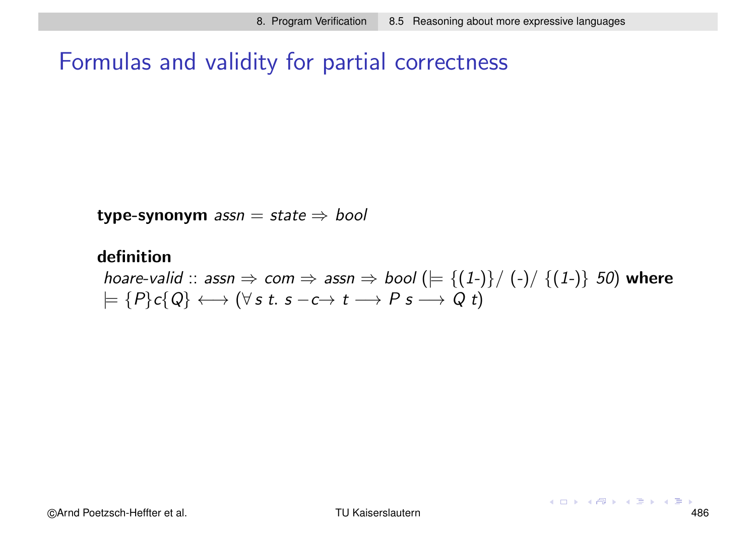# Formulas and validity for partial correctness

**type-synonym** *assn* = *state* ⇒ *bool*

**definition**
*hoare-valid* :: *assn* ⇒ *com* ⇒ *assn* ⇒ *bool* (⊨ {(*1*-)}/ (-)/ {(*1*-)} *50*) **where**
⊨ {*P*}*c*{*Q*} ⟷ (∀ *s t*. *s* −*c*→ *t* ⟶ *P s* ⟶ *Q t*)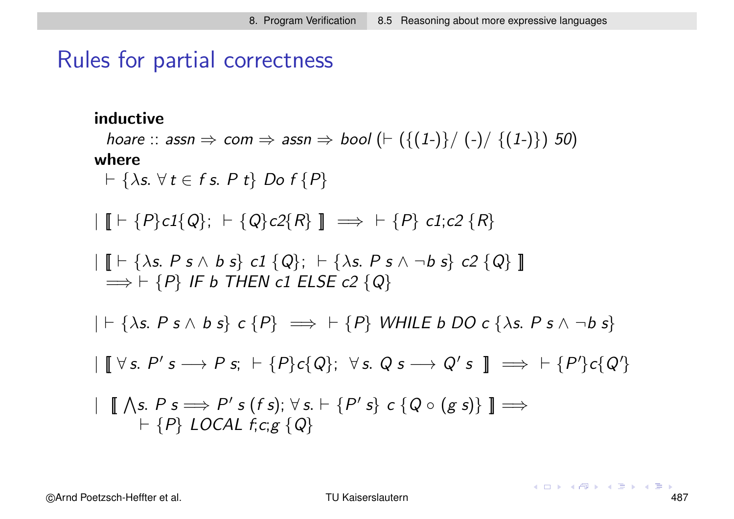# Rules for partial correctness

**inductive**

$hoare :: assn \Rightarrow com \Rightarrow assn \Rightarrow bool$ ($\vdash$ ({(1-)}/ (-)/ {(1-)}) 50)

**where**

$\vdash \{\lambda s.\ \forall t \in f\ s.\ P\ t\}\ Do\ f\ \{P\}$

$|\ [\![ \vdash \{P\} c1 \{Q\};\ \vdash \{Q\} c2 \{R\}\ ]\!] \implies\ \vdash \{P\}\ c1;c2\ \{R\}$

$|\ [\![ \vdash \{\lambda s.\ P\ s \wedge b\ s\}\ c1\ \{Q\};\ \vdash \{\lambda s.\ P\ s \wedge \neg b\ s\}\ c2\ \{Q\}\ ]\!]$
$\implies \vdash \{P\}\ IF\ b\ THEN\ c1\ ELSE\ c2\ \{Q\}$

$|\ \vdash \{\lambda s.\ P\ s \wedge b\ s\}\ c\ \{P\}\ \implies\ \vdash \{P\}\ WHILE\ b\ DO\ c\ \{\lambda s.\ P\ s \wedge \neg b\ s\}$

$|\ [\![\ \forall s.\ P'\ s \longrightarrow P\ s;\ \vdash \{P\} c \{Q\};\ \forall s.\ Q\ s \longrightarrow Q'\ s\ ]\!] \implies\ \vdash \{P'\} c \{Q'\}$

$|\ \ [\![ \bigwedge s.\ P\ s \Longrightarrow P'\ s\ (f\ s); \forall s. \vdash \{P'\ s\}\ c\ \{Q \circ (g\ s)\}\ ]\!] \Longrightarrow$
$\vdash \{P\}\ LOCAL\ f;c;g\ \{Q\}$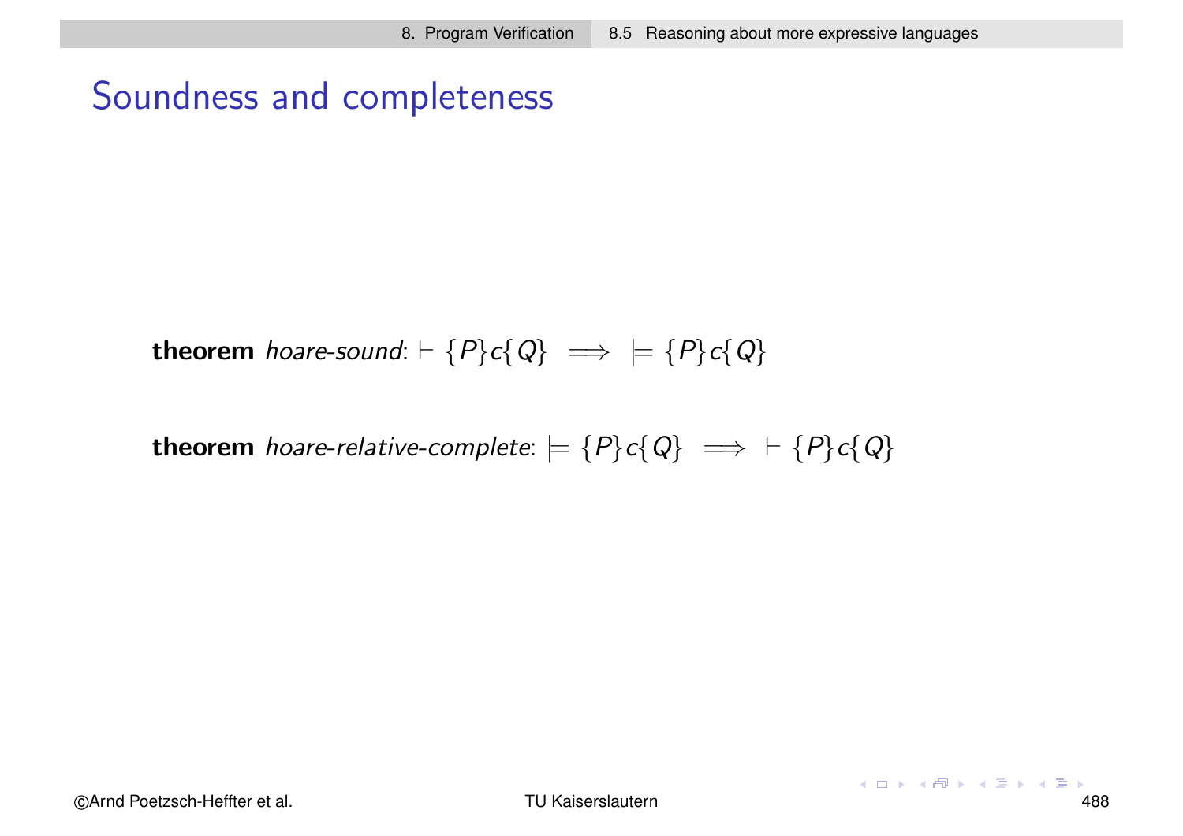# Soundness and completeness

**theorem** *hoare-sound*: $\vdash \{P\}c\{Q\} \implies \models \{P\}c\{Q\}$

**theorem** *hoare-relative-complete*: $\models \{P\}c\{Q\} \implies \vdash \{P\}c\{Q\}$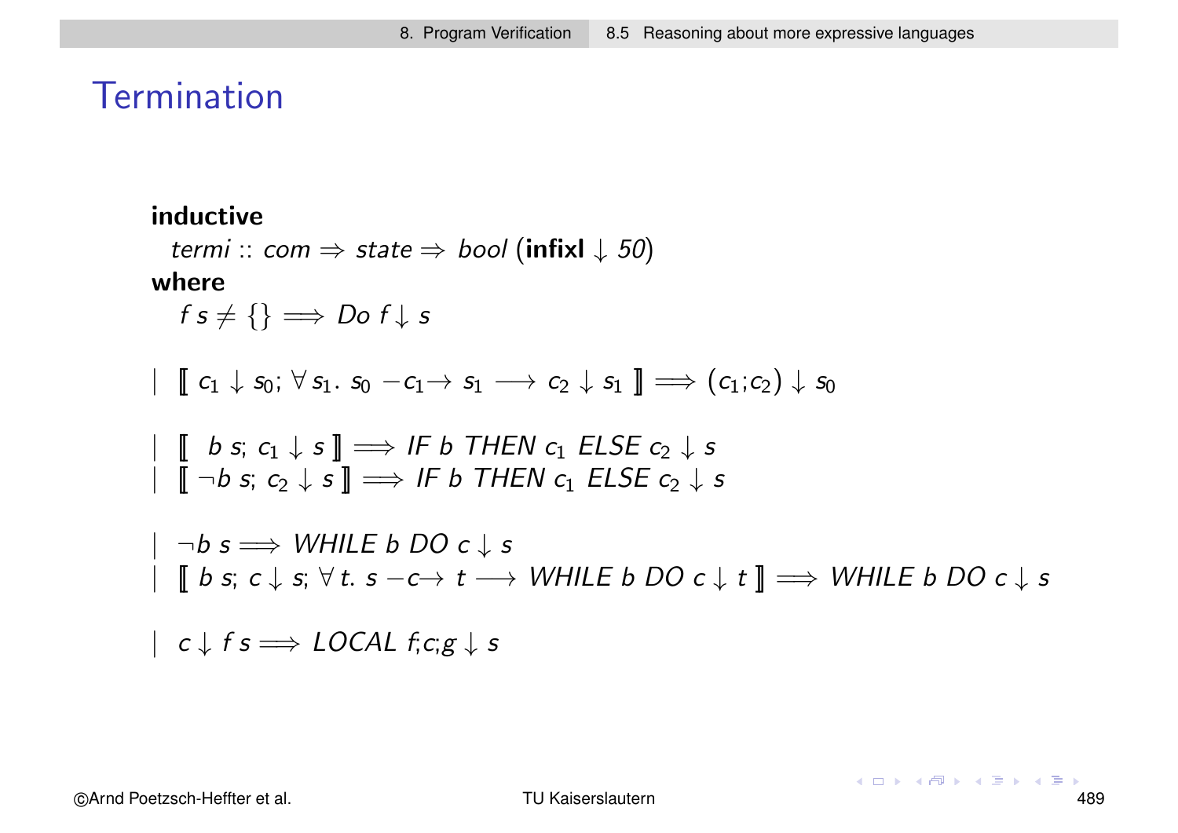# Termination

**inductive**
*termi* :: *com* ⇒ *state* ⇒ *bool* (**infixl** ↓ *50*)
**where**

$f\ s \neq \{\} \Longrightarrow Do\ f \downarrow s$

$|\ [\![\ c_1 \downarrow s_0;\ \forall s_1.\ s_0\ -c_1\rightarrow\ s_1 \longrightarrow c_2 \downarrow s_1\ ]\!] \Longrightarrow (c_1;c_2) \downarrow s_0$

$|\ [\![\ \ b\ s;\ c_1 \downarrow s\ ]\!] \Longrightarrow IF\ b\ THEN\ c_1\ ELSE\ c_2 \downarrow s$
$|\ [\![\ \neg b\ s;\ c_2 \downarrow s\ ]\!] \Longrightarrow IF\ b\ THEN\ c_1\ ELSE\ c_2 \downarrow s$

$|\ \neg b\ s \Longrightarrow WHILE\ b\ DO\ c \downarrow s$
$|\ [\![\ b\ s;\ c \downarrow s;\ \forall t.\ s\ -c\rightarrow\ t \longrightarrow WHILE\ b\ DO\ c \downarrow t\ ]\!] \Longrightarrow WHILE\ b\ DO\ c \downarrow s$

$|\ \ c \downarrow f\ s \Longrightarrow LOCAL\ f;c;g \downarrow s$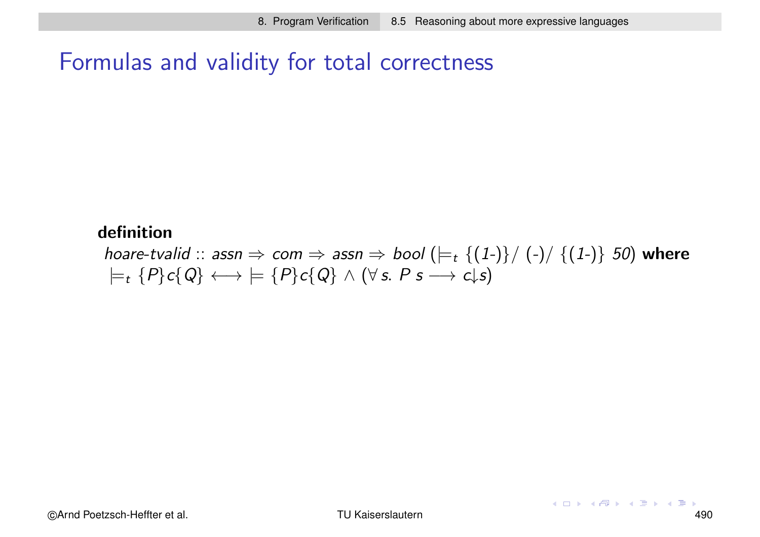# Formulas and validity for total correctness

**definition**
*hoare-tvalid* :: *assn* ⇒ *com* ⇒ *assn* ⇒ *bool* ($\models_t$ {(*1*-)}/ (-)/ {(*1*-)} *50*) **where**
$\models_t \{P\}c\{Q\} \longleftrightarrow\ \models \{P\}c\{Q\} \wedge (\forall s.\ P\ s \longrightarrow c{\downarrow}s)$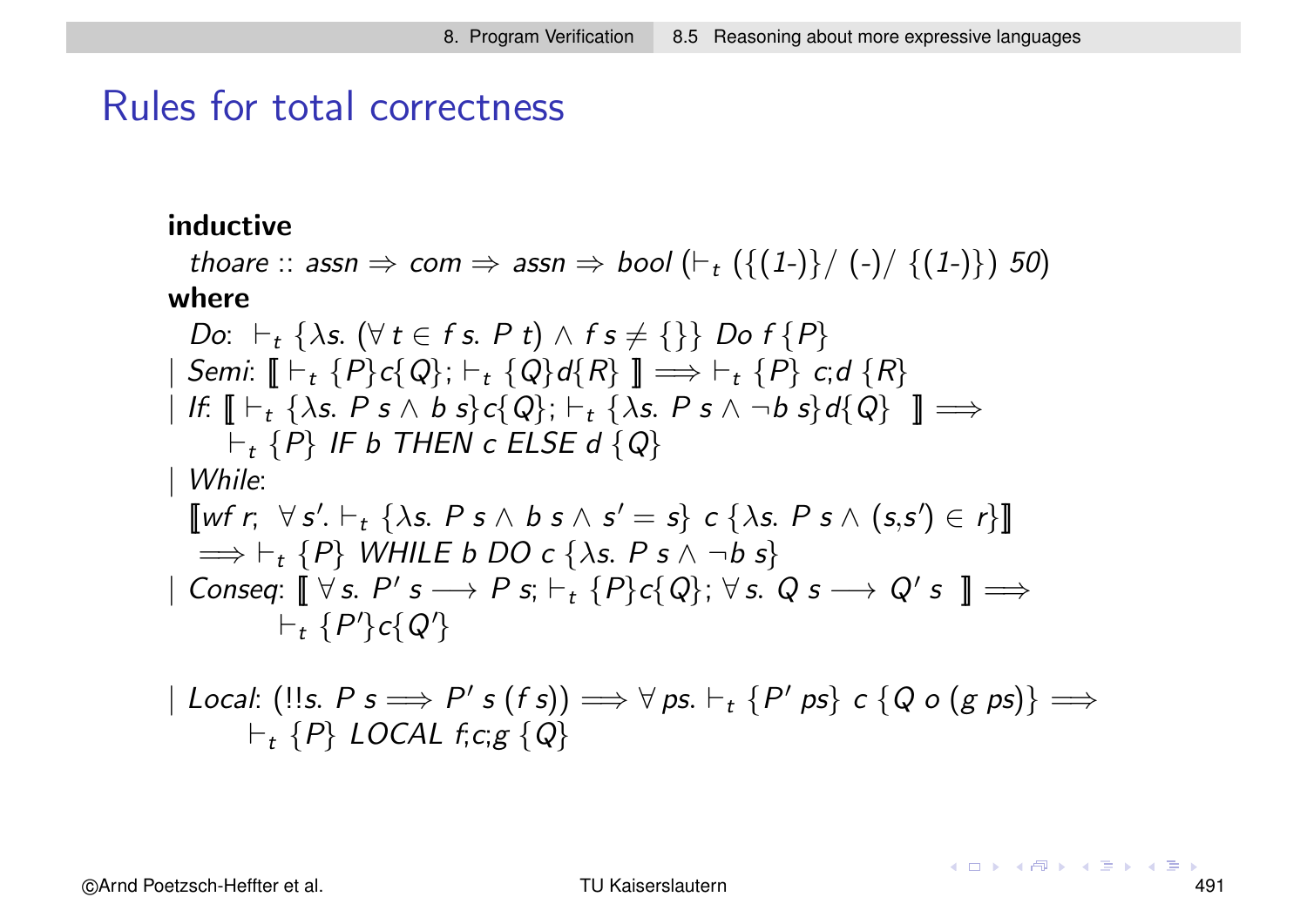# Rules for total correctness

**inductive**
$\quad thoare :: assn \Rightarrow com \Rightarrow assn \Rightarrow bool\ (\vdash_t\ (\{(1\text{-})\}/\ (\text{-})/\ \{(1\text{-})\})\ 50)$
**where**
$\quad Do\text{:}\ \vdash_t \{\lambda s.\ (\forall t \in f\ s.\ P\ t) \wedge f\ s \neq \{\}\}\ Do\ f\ \{P\}$
$\mid Semi\text{:}\ [\![ \vdash_t \{P\}c\{Q\};\ \vdash_t \{Q\}d\{R\}\ ]\!] \Longrightarrow\ \vdash_t \{P\}\ c;d\ \{R\}$
$\mid If\text{:}\ [\![ \vdash_t \{\lambda s.\ P\ s \wedge b\ s\}c\{Q\};\ \vdash_t \{\lambda s.\ P\ s \wedge \neg b\ s\}d\{Q\}\ ]\!] \Longrightarrow$
$\qquad \vdash_t \{P\}\ IF\ b\ THEN\ c\ ELSE\ d\ \{Q\}$
$\mid While\text{:}$
$\quad [\![wf\ r;\ \ \forall s'.\ \vdash_t \{\lambda s.\ P\ s \wedge b\ s \wedge s' = s\}\ c\ \{\lambda s.\ P\ s \wedge (s,s') \in r\}]\!]$
$\quad \Longrightarrow\ \vdash_t \{P\}\ WHILE\ b\ DO\ c\ \{\lambda s.\ P\ s \wedge \neg b\ s\}$
$\mid Conseq\text{:}\ [\![\ \forall s.\ P'\ s \longrightarrow P\ s;\ \vdash_t \{P\}c\{Q\};\ \forall s.\ Q\ s \longrightarrow Q'\ s\ \ ]\!] \Longrightarrow$
$\qquad\qquad \vdash_t \{P'\}c\{Q'\}$

$\mid Local\text{:}\ (!!s.\ P\ s \Longrightarrow P'\ s\ (f\ s)) \Longrightarrow \forall ps.\ \vdash_t \{P'\ ps\}\ c\ \{Q\ o\ (g\ ps)\} \Longrightarrow$
$\qquad \vdash_t \{P\}\ LOCAL\ f;c;g\ \{Q\}$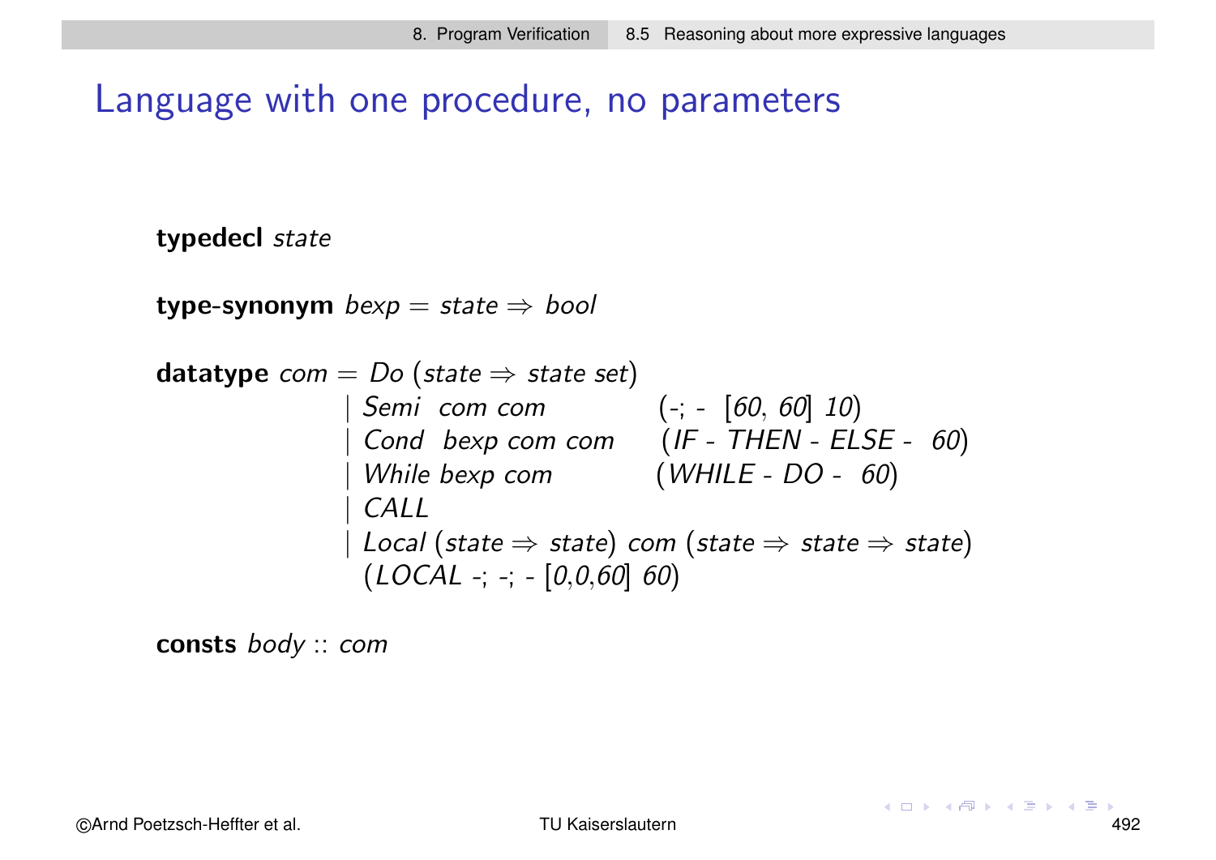# Language with one procedure, no parameters

```
typedecl state

type-synonym bexp = state ⇒ bool

datatype com = Do (state ⇒ state set)
             | Semi  com com          (-; -  [60, 60] 10)
             | Cond  bexp com com     (IF - THEN - ELSE -  60)
             | While bexp com         (WHILE - DO -  60)
             | CALL
             | Local (state ⇒ state) com (state ⇒ state ⇒ state)
               (LOCAL -; -; - [0,0,60] 60)

consts body :: com
```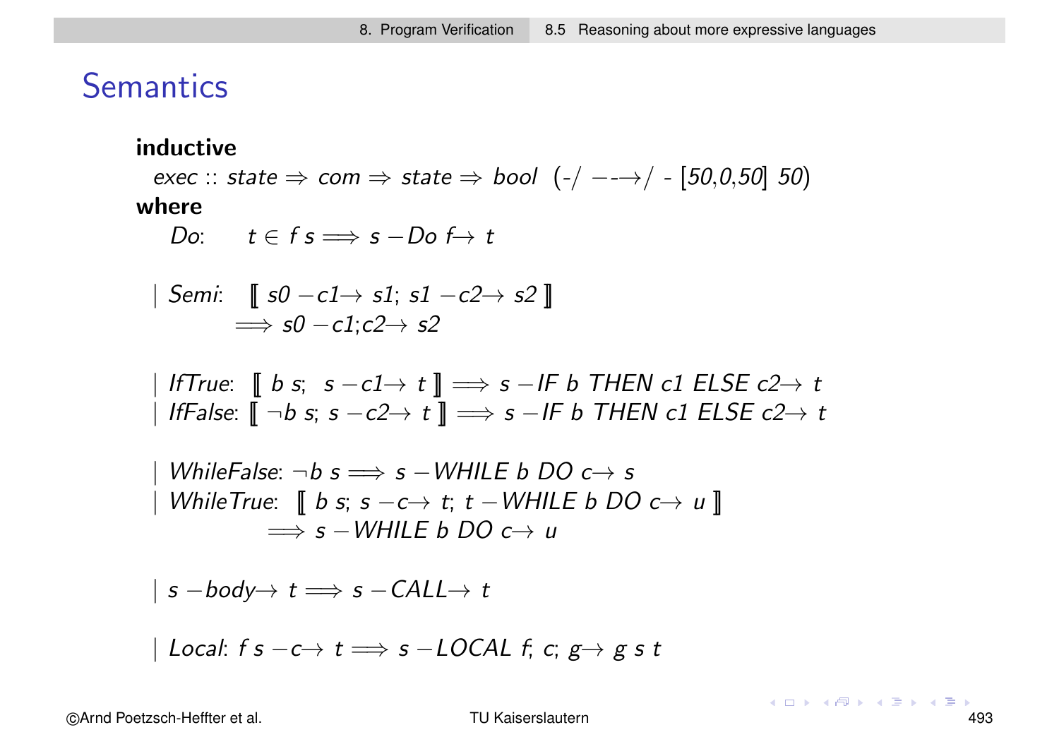# Semantics

**inductive**

*exec* :: *state* ⇒ *com* ⇒ *state* ⇒ *bool* (-/ −-→/ - [50,0,50] 50)

**where**

```
    Do:     t ∈ f s ⟹ s −Do f→ t

  | Semi:   ⟦ s0 −c1→ s1; s1 −c2→ s2 ⟧
            ⟹ s0 −c1;c2→ s2

  | IfTrue:  ⟦ b s;  s −c1→ t ⟧ ⟹ s −IF b THEN c1 ELSE c2→ t
  | IfFalse: ⟦ ¬b s; s −c2→ t ⟧ ⟹ s −IF b THEN c1 ELSE c2→ t

  | WhileFalse: ¬b s ⟹ s −WHILE b DO c→ s
  | WhileTrue:  ⟦ b s; s −c→ t; t −WHILE b DO c→ u ⟧
                ⟹ s −WHILE b DO c→ u

  | s −body→ t ⟹ s −CALL→ t

  | Local: f s −c→ t ⟹ s −LOCAL f; c; g→ g s t
```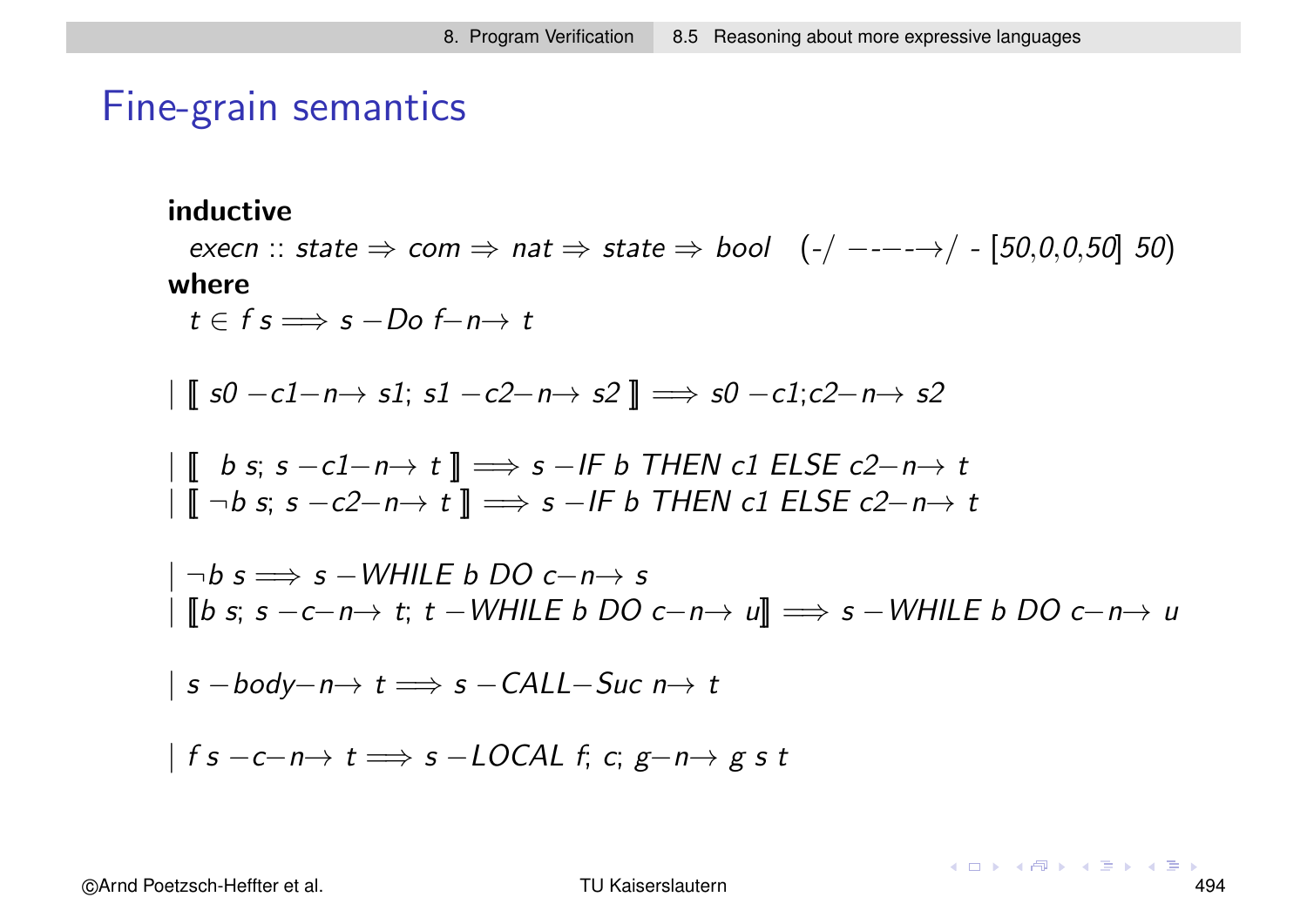# Fine-grain semantics

**inductive**

$execn :: state \Rightarrow com \Rightarrow nat \Rightarrow state \Rightarrow bool \quad (\text{-/ ---→/ - [50,0,0,50] 50})$

**where**

$t \in f\ s \Longrightarrow s\ -Do\ f{-}n{\rightarrow}\ t$

$|\ [\![\ s0\ -c1{-}n{\rightarrow}\ s1;\ s1\ -c2{-}n{\rightarrow}\ s2\ ]\!] \Longrightarrow s0\ -c1;c2{-}n{\rightarrow}\ s2$

$|\ [\![\ \ b\ s;\ s\ -c1{-}n{\rightarrow}\ t\ ]\!] \Longrightarrow s\ -IF\ b\ THEN\ c1\ ELSE\ c2{-}n{\rightarrow}\ t$
$|\ [\![\ \neg b\ s;\ s\ -c2{-}n{\rightarrow}\ t\ ]\!] \Longrightarrow s\ -IF\ b\ THEN\ c1\ ELSE\ c2{-}n{\rightarrow}\ t$

$|\ \neg b\ s \Longrightarrow s\ -WHILE\ b\ DO\ c{-}n{\rightarrow}\ s$
$|\ [\![ b\ s;\ s\ -c{-}n{\rightarrow}\ t;\ t\ -WHILE\ b\ DO\ c{-}n{\rightarrow}\ u ]\!] \Longrightarrow s\ -WHILE\ b\ DO\ c{-}n{\rightarrow}\ u$

$|\ s\ -body{-}n{\rightarrow}\ t \Longrightarrow s\ -CALL{-}Suc\ n{\rightarrow}\ t$

$|\ f\ s\ -c{-}n{\rightarrow}\ t \Longrightarrow s\ -LOCAL\ f;\ c;\ g{-}n{\rightarrow}\ g\ s\ t$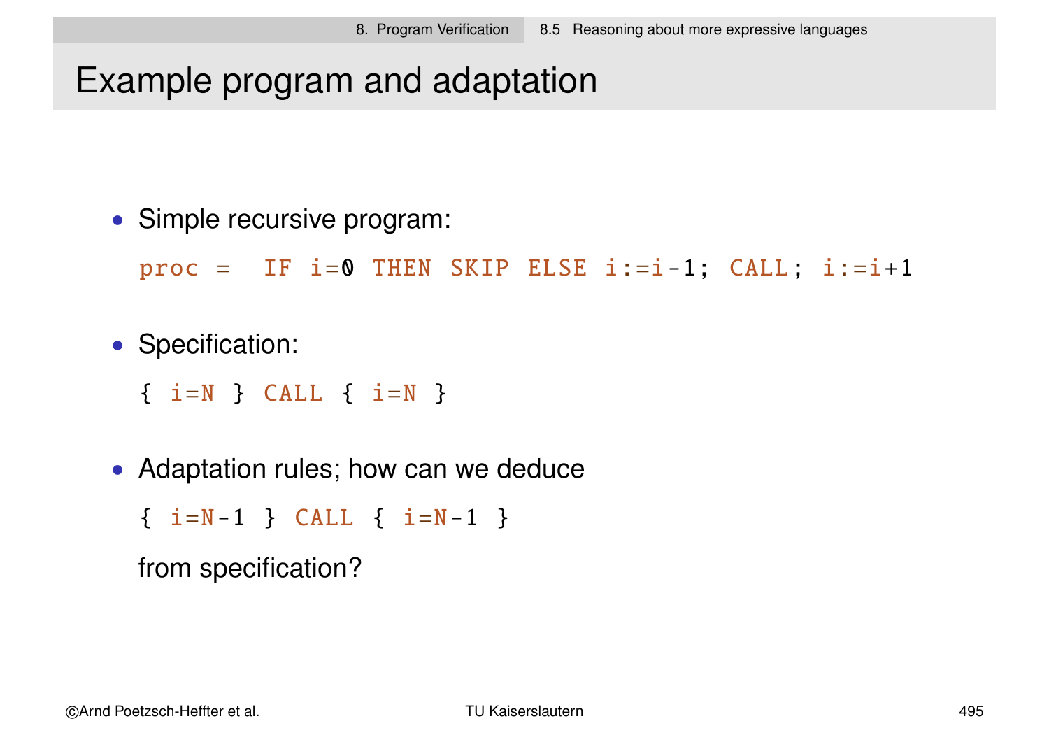# Example program and adaptation

- Simple recursive program:

```
proc =  IF i=0 THEN SKIP ELSE i:=i-1; CALL; i:=i+1
```

- Specification:

```
{ i=N } CALL { i=N }
```

- Adaptation rules; how can we deduce

```
{ i=N-1 } CALL { i=N-1 }
```

  from specification?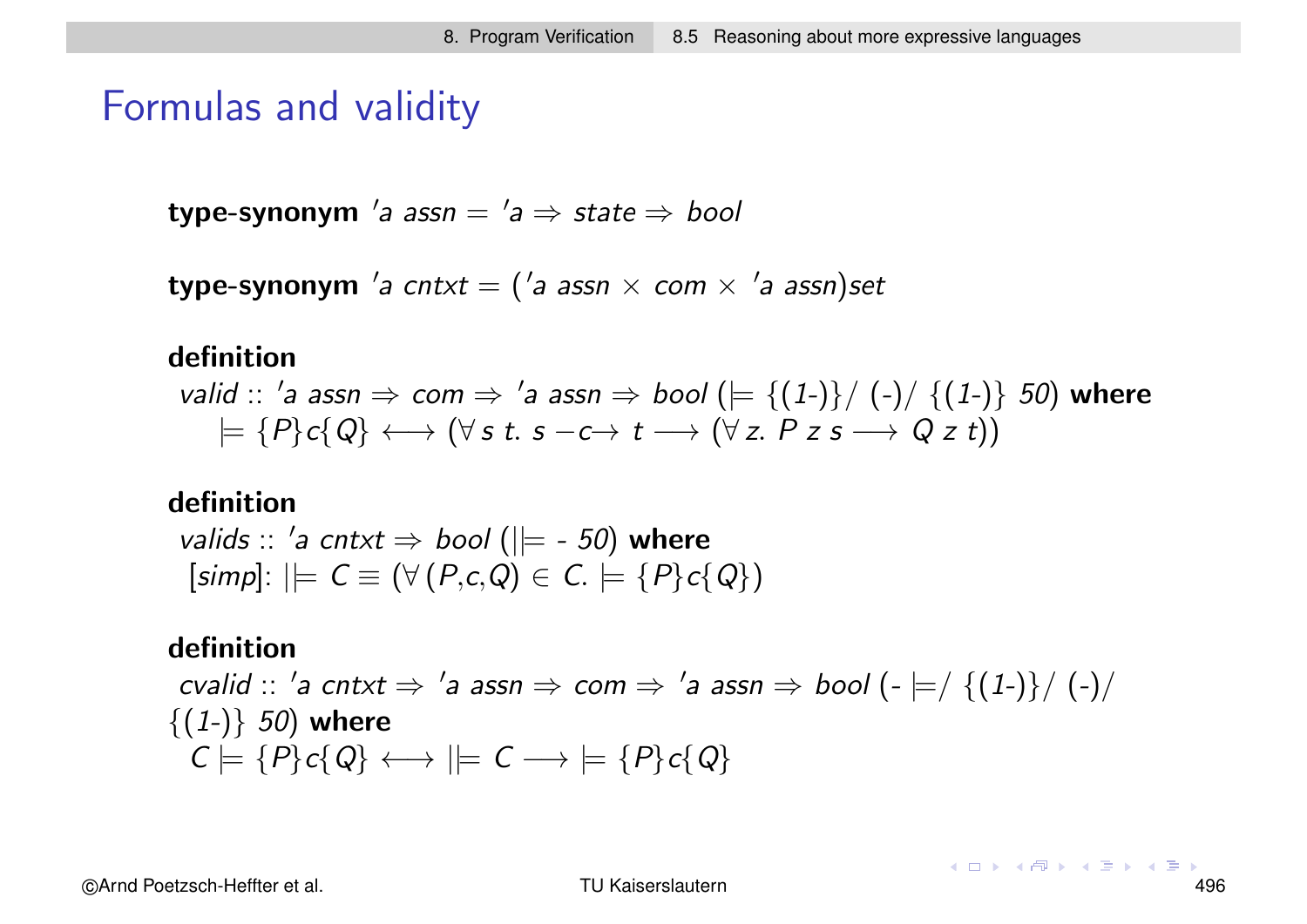# Formulas and validity

**type-synonym** $'a\ assn = {'a} \Rightarrow state \Rightarrow bool$

**type-synonym** $'a\ cntxt = ({'a}\ assn \times com \times {'a}\ assn)set$

**definition**
*valid* $:: {'a}\ assn \Rightarrow com \Rightarrow {'a}\ assn \Rightarrow bool$ ($\models$ {(1-)}/ (-)/ {(1-)} 50) **where**
$\models \{P\}c\{Q\} \longleftrightarrow (\forall\, s\ t.\ s\ {-c\!\!\to}\ t \longrightarrow (\forall\, z.\ P\ z\ s \longrightarrow Q\ z\ t))$

**definition**
*valids* $:: {'a}\ cntxt \Rightarrow bool$ ($||\!\!\models$ - 50) **where**
[*simp*]: $||\!\!\models C \equiv (\forall\, (P,c,Q) \in C.\ \models \{P\}c\{Q\})$

**definition**
*cvalid* $:: {'a}\ cntxt \Rightarrow {'a}\ assn \Rightarrow com \Rightarrow {'a}\ assn \Rightarrow bool$ (- $\models$/ {(1-)}/ (-)/ {(1-)} 50) **where**
$C \models \{P\}c\{Q\} \longleftrightarrow\ ||\!\!\models C \longrightarrow\ \models \{P\}c\{Q\}$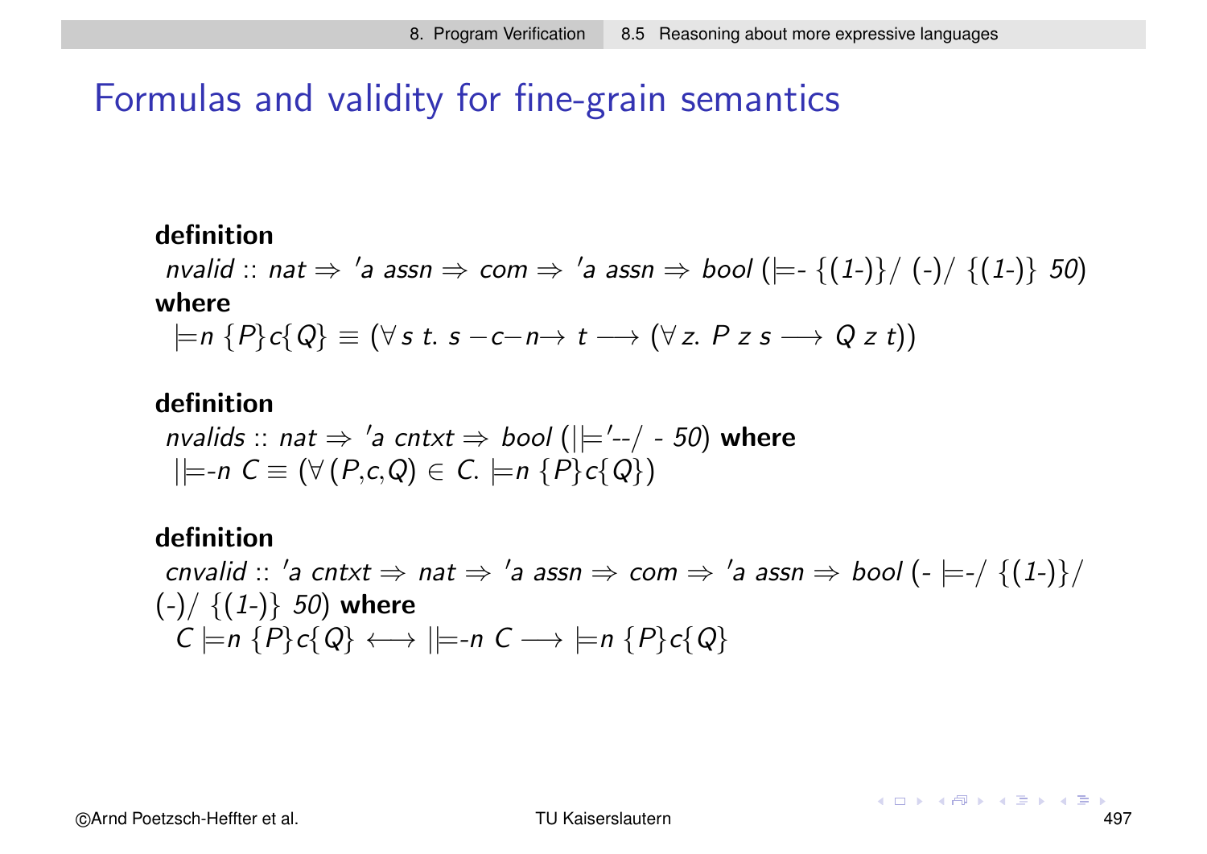# Formulas and validity for fine-grain semantics

**definition**

*nvalid* :: *nat* ⇒ *'a assn* ⇒ *com* ⇒ *'a assn* ⇒ *bool* (|=- {(1-)}/ (-)/ {(1-)} 50)

**where**

$\models n \; \{P\} c \{Q\} \equiv (\forall \, s \; t. \; s \, -c- n \rightarrow \, t \longrightarrow (\forall \, z. \; P \; z \; s \longrightarrow Q \; z \; t))$

**definition**

*nvalids* :: *nat* ⇒ *'a cntxt* ⇒ *bool* (||='--/ - 50) **where**

$||\models\text{-}n \; C \equiv (\forall \, (P,c,Q) \in C. \; \models n \; \{P\} c \{Q\})$

**definition**

*cnvalid* :: *'a cntxt* ⇒ *nat* ⇒ *'a assn* ⇒ *com* ⇒ *'a assn* ⇒ *bool* (- |=-/ {(1-)}/ (-)/ {(1-)} 50) **where**

$C \models n \; \{P\} c \{Q\} \longleftrightarrow ||\models\text{-}n \; C \longrightarrow \models n \; \{P\} c \{Q\}$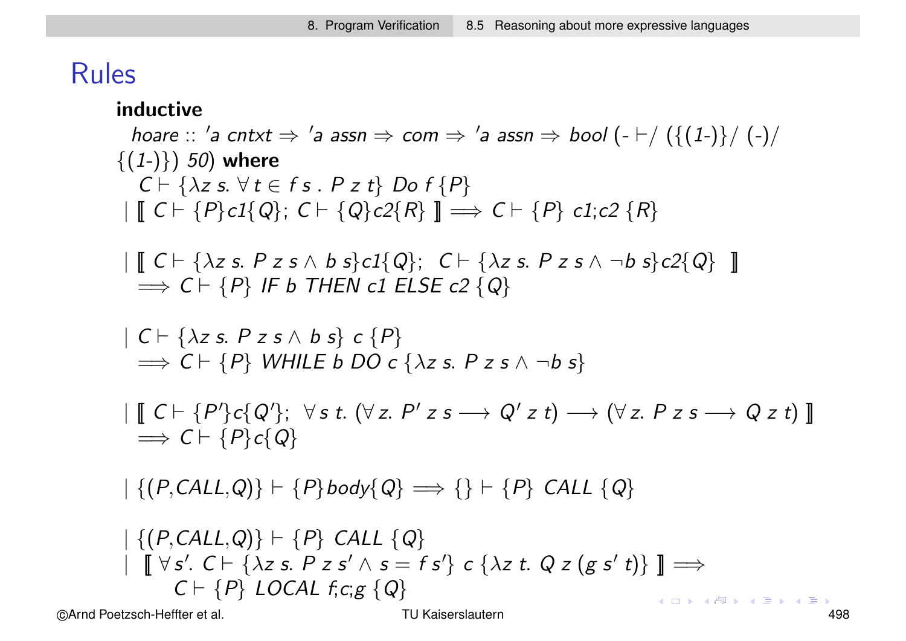# Rules

**inductive**

$hoare :: {'a}\ cntxt \Rightarrow {'a}\ assn \Rightarrow com \Rightarrow {'a}\ assn \Rightarrow bool$ (- $\vdash$/ ({(1-)}/ (-)/ {(1-)}) 50) **where**

$C \vdash \{\lambda z\ s.\ \forall t \in f\ s\ .\ P\ z\ t\}\ Do\ f\ \{P\}$

$\mid [\![\ C \vdash \{P\} c1 \{Q\};\ C \vdash \{Q\} c2 \{R\}\ ]\!] \Longrightarrow C \vdash \{P\}\ c1;c2\ \{R\}$

$\mid [\![\ C \vdash \{\lambda z\ s.\ P\ z\ s \wedge b\ s\} c1 \{Q\};\ \ C \vdash \{\lambda z\ s.\ P\ z\ s \wedge \neg b\ s\} c2 \{Q\}\ \ ]\!]$
$\Longrightarrow C \vdash \{P\}\ IF\ b\ THEN\ c1\ ELSE\ c2\ \{Q\}$

$\mid C \vdash \{\lambda z\ s.\ P\ z\ s \wedge\ b\ s\}\ c\ \{P\}$
$\Longrightarrow C \vdash \{P\}\ WHILE\ b\ DO\ c\ \{\lambda z\ s.\ P\ z\ s \wedge \neg b\ s\}$

$\mid [\![\ C \vdash \{P'\} c \{Q'\};\ \ \forall s\ t.\ (\forall z.\ P'\ z\ s \longrightarrow Q'\ z\ t) \longrightarrow (\forall z.\ P\ z\ s \longrightarrow Q\ z\ t)\ ]\!]$
$\Longrightarrow C \vdash \{P\} c \{Q\}$

$\mid \{(P,CALL,Q)\} \vdash \{P\} body \{Q\} \Longrightarrow \{\} \vdash \{P\}\ CALL\ \{Q\}$

$\mid \{(P,CALL,Q)\} \vdash \{P\}\ CALL\ \{Q\}$

$\mid\ \ [\![\ \forall s'.\ C \vdash \{\lambda z\ s.\ P\ z\ s' \wedge s = f\ s'\}\ c\ \{\lambda z\ t.\ Q\ z\ (g\ s'\ t)\}\ ]\!] \Longrightarrow$
$C \vdash \{P\}\ LOCAL\ f;c;g\ \{Q\}$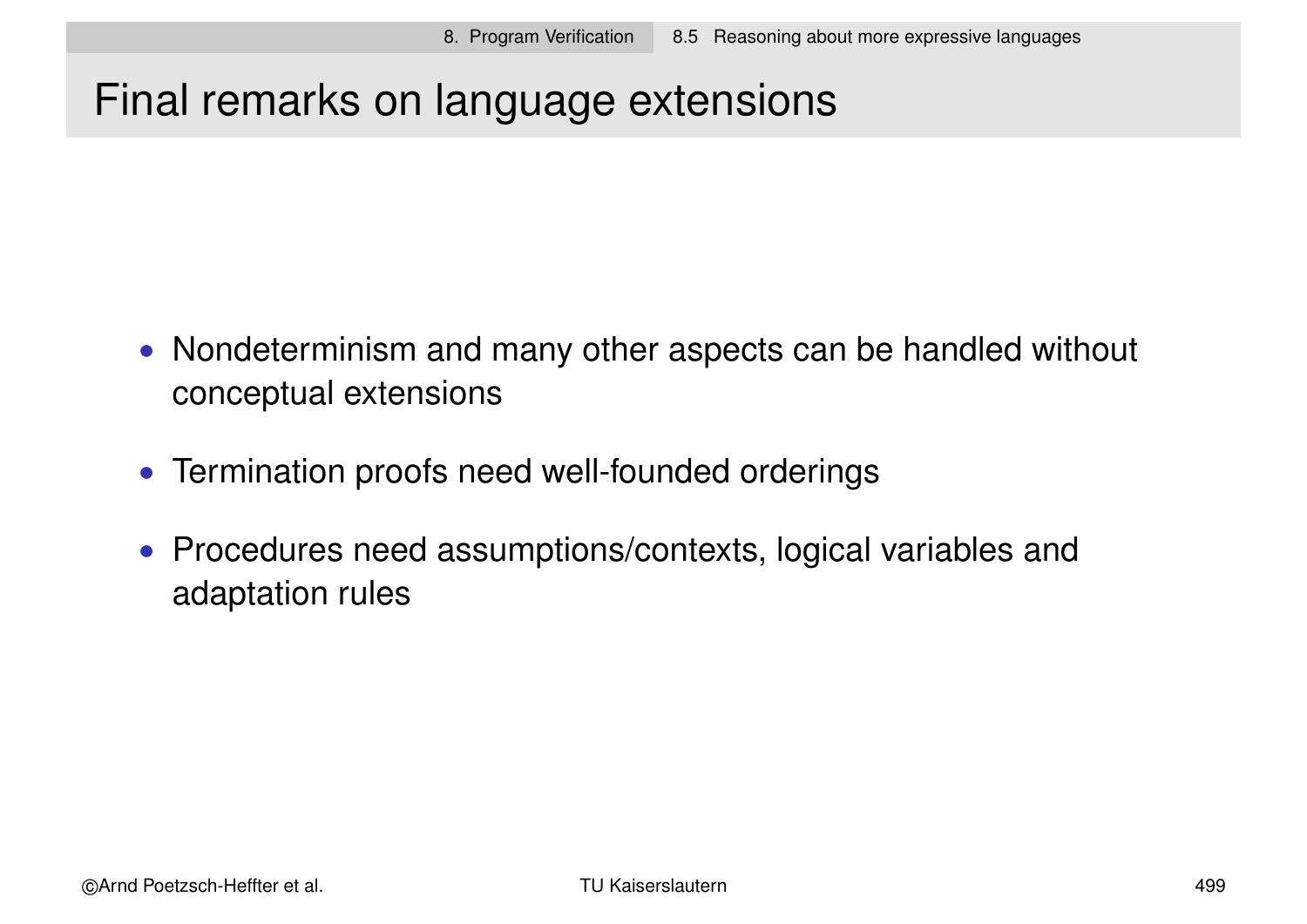# Final remarks on language extensions

- Nondeterminism and many other aspects can be handled without conceptual extensions
- Termination proofs need well-founded orderings
- Procedures need assumptions/contexts, logical variables and adaptation rules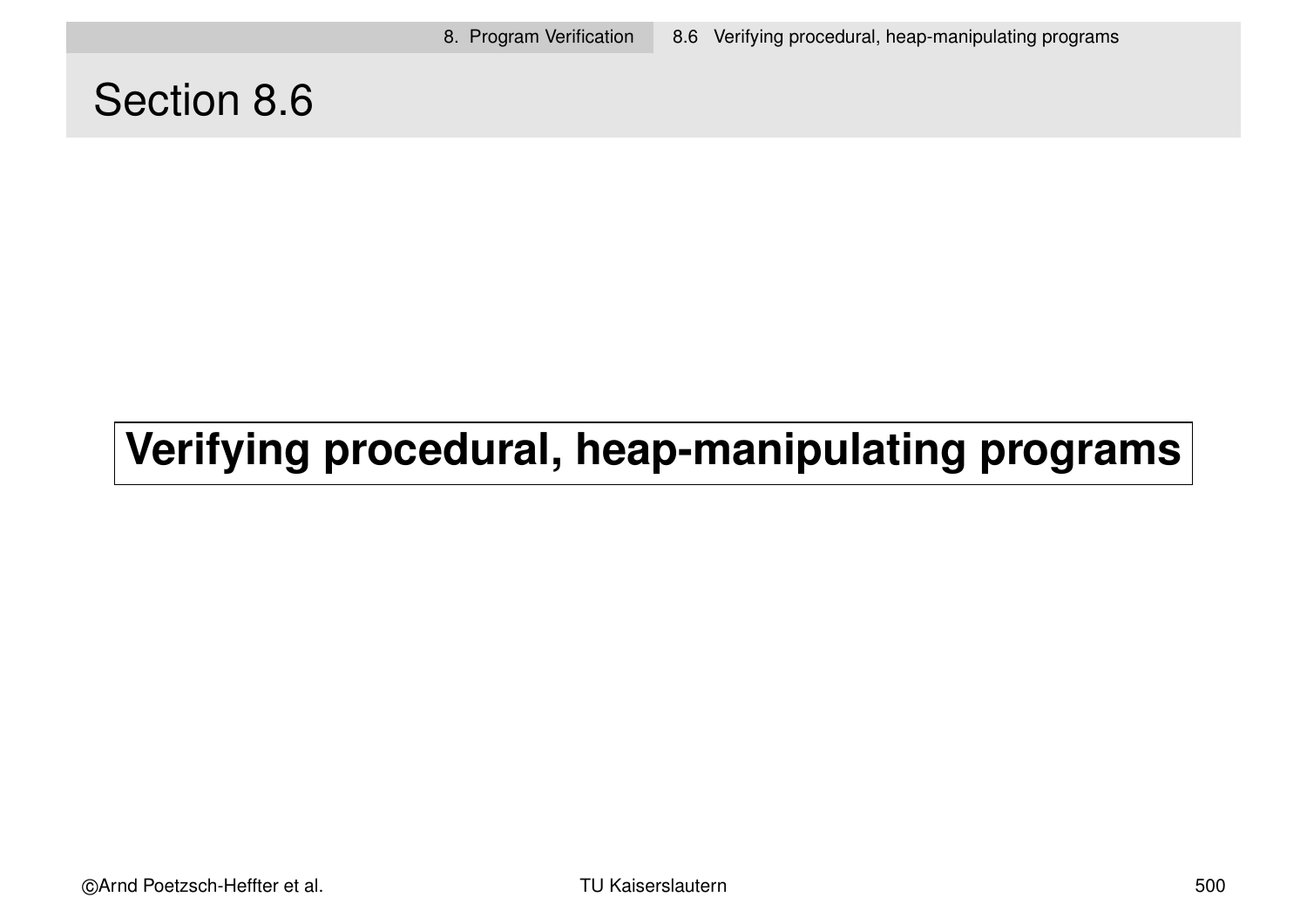# Section 8.6

## Verifying procedural, heap-manipulating programs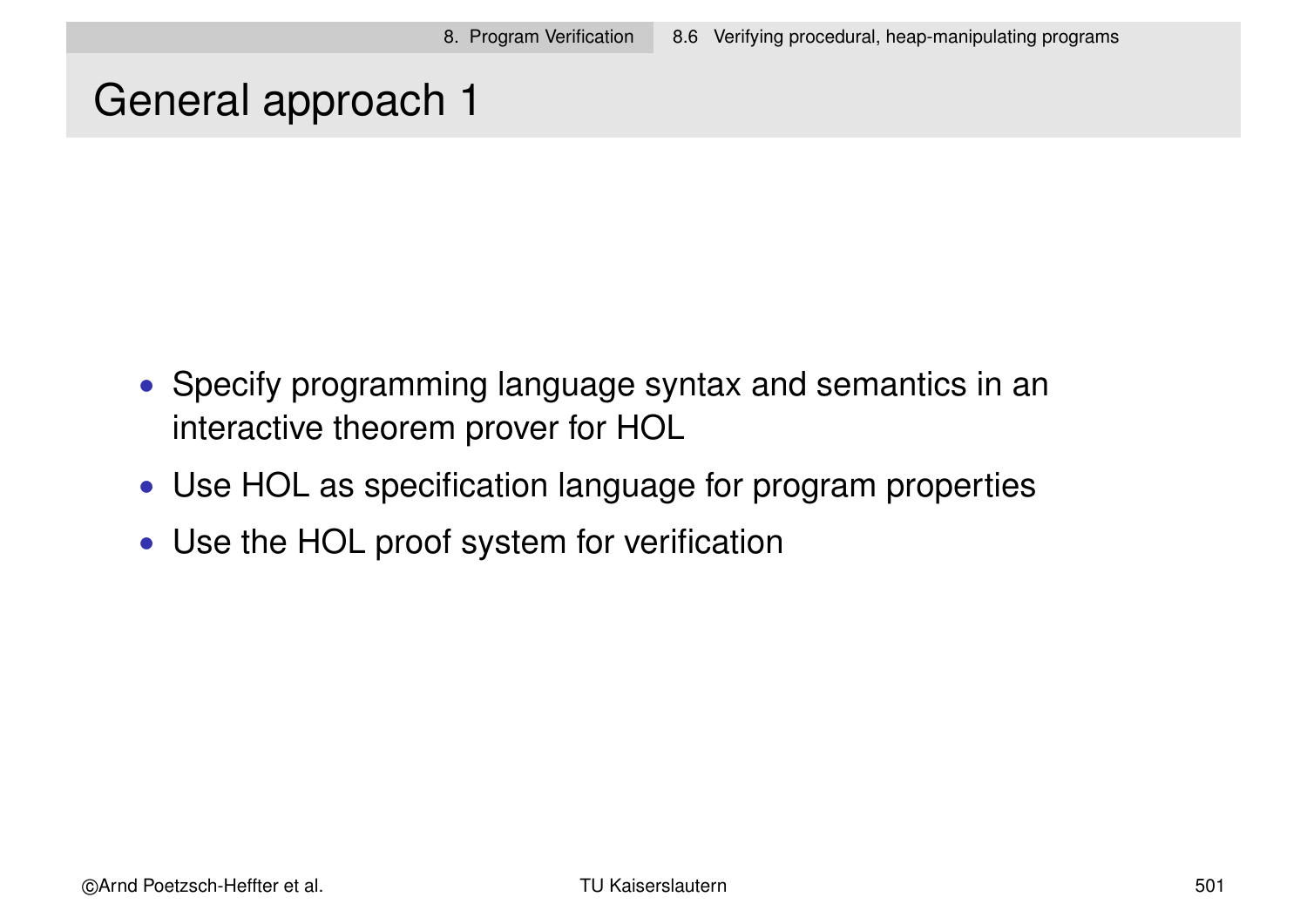# General approach 1

- Specify programming language syntax and semantics in an interactive theorem prover for HOL
- Use HOL as specification language for program properties
- Use the HOL proof system for verification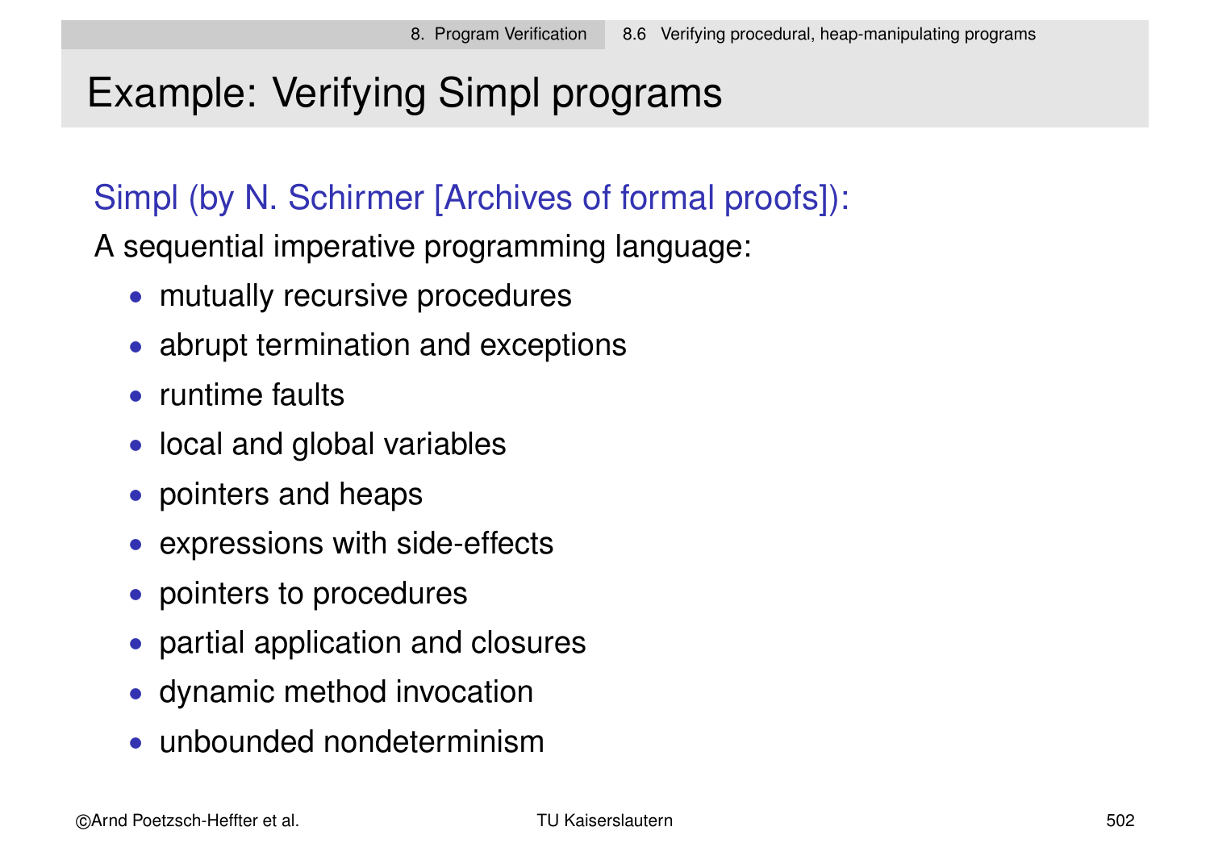# Example: Verifying Simpl programs

## Simpl (by N. Schirmer [Archives of formal proofs]):

A sequential imperative programming language:

- mutually recursive procedures
- abrupt termination and exceptions
- runtime faults
- local and global variables
- pointers and heaps
- expressions with side-effects
- pointers to procedures
- partial application and closures
- dynamic method invocation
- unbounded nondeterminism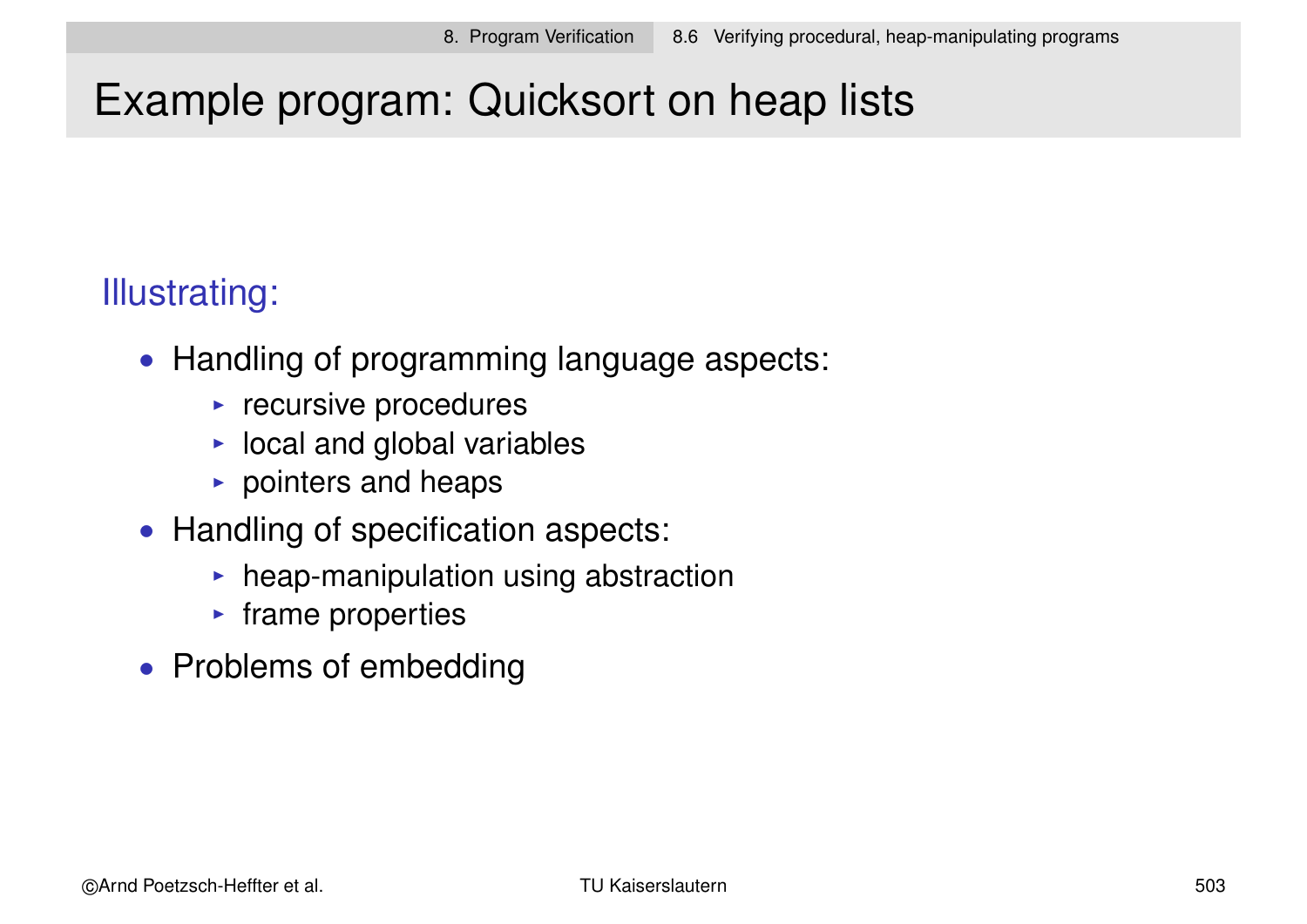# Example program: Quicksort on heap lists

Illustrating:

- Handling of programming language aspects:
  - recursive procedures
  - local and global variables
  - pointers and heaps
- Handling of specification aspects:
  - heap-manipulation using abstraction
  - frame properties
- Problems of embedding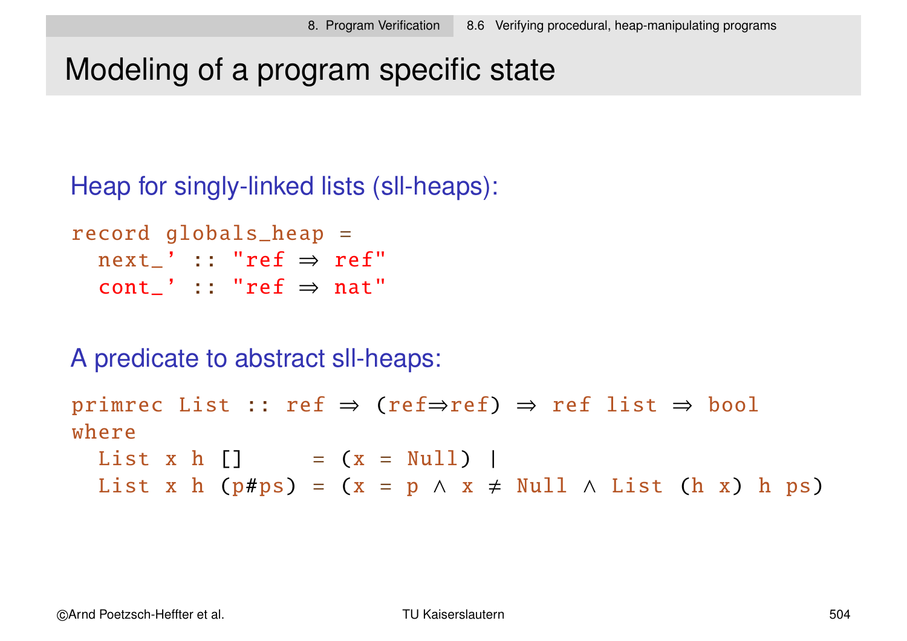# Modeling of a program specific state

Heap for singly-linked lists (sll-heaps):

```
record globals_heap =
  next_' :: "ref ⇒ ref"
  cont_' :: "ref ⇒ nat"
```

A predicate to abstract sll-heaps:

```
primrec List :: ref ⇒ (ref⇒ref) ⇒ ref list ⇒ bool
where
  List x h []     = (x = Null) |
  List x h (p#ps) = (x = p ∧ x ≠ Null ∧ List (h x) h ps)
```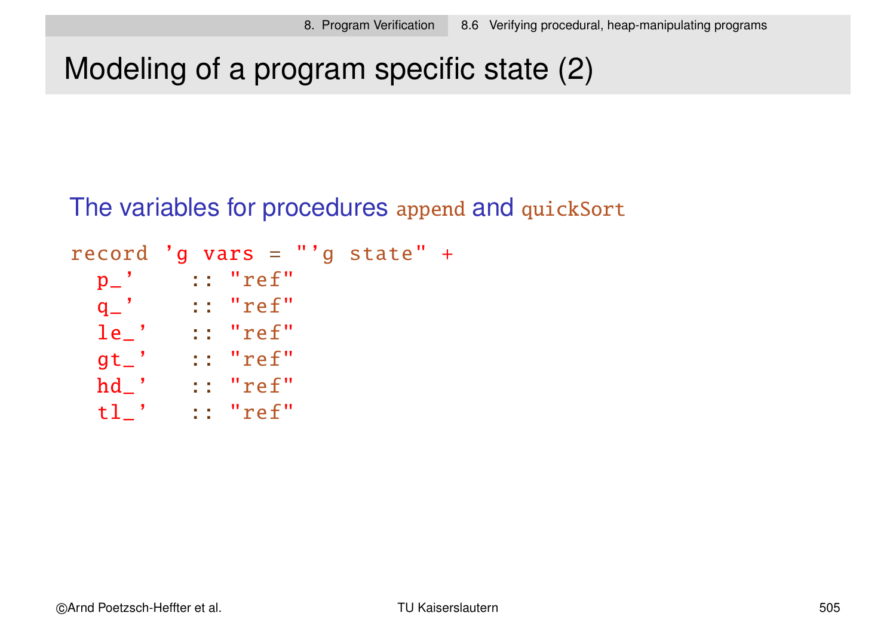# Modeling of a program specific state (2)

The variables for procedures append and quickSort

```
record 'g vars = "'g state" +
  p_'    :: "ref"
  q_'    :: "ref"
  le_'   :: "ref"
  gt_'   :: "ref"
  hd_'   :: "ref"
  tl_'   :: "ref"
```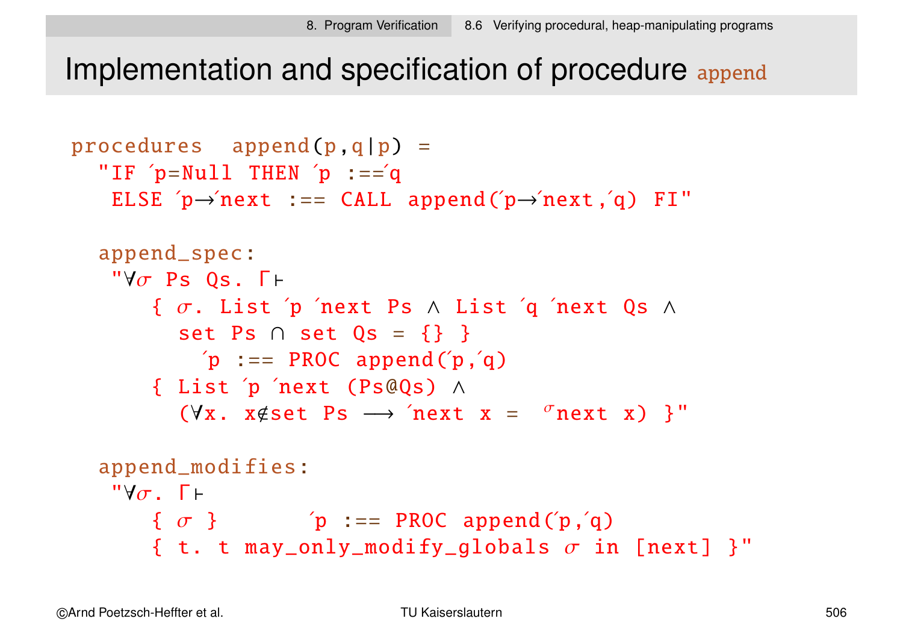# Implementation and specification of procedure append

```
procedures  append(p,q|p) =
  "IF ´p=Null THEN ´p :==´q
   ELSE ´p→´next :== CALL append(´p→´next,´q) FI"

  append_spec:
   "∀σ Ps Qs. Γ⊢
      { σ. List ´p ´next Ps ∧ List ´q ´next Qs ∧
        set Ps ∩ set Qs = {} }
          ´p :== PROC append(´p,´q)
      { List ´p ´next (Ps@Qs) ∧
        (∀x. x∉set Ps ⟶ ´next x =  σnext x) }"

  append_modifies:
   "∀σ. Γ⊢
      { σ }        ´p :== PROC append(´p,´q)
      { t. t may_only_modify_globals σ in [next] }"
```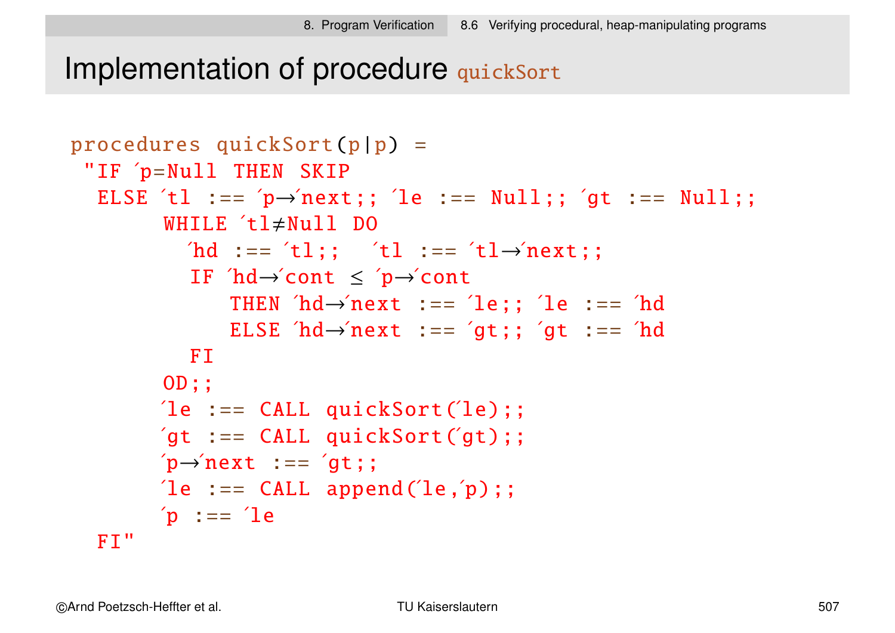# Implementation of procedure quickSort

```
procedures quickSort(p|p) =
 "IF ´p=Null THEN SKIP
  ELSE ´tl :== ´p→´next;; ´le :== Null;; ´gt :== Null;;
       WHILE ´tl≠Null DO
         ´hd :== ´tl;;  ´tl :== ´tl→´next;;
         IF ´hd→´cont ≤ ´p→´cont
            THEN ´hd→´next :== ´le;; ´le :== ´hd
            ELSE ´hd→´next :== ´gt;; ´gt :== ´hd
         FI
       OD;;
       ´le :== CALL quickSort(´le);;
       ´gt :== CALL quickSort(´gt);;
       ´p→´next :== ´gt;;
       ´le :== CALL append(´le,´p);;
       ´p :== ´le
  FI"
```